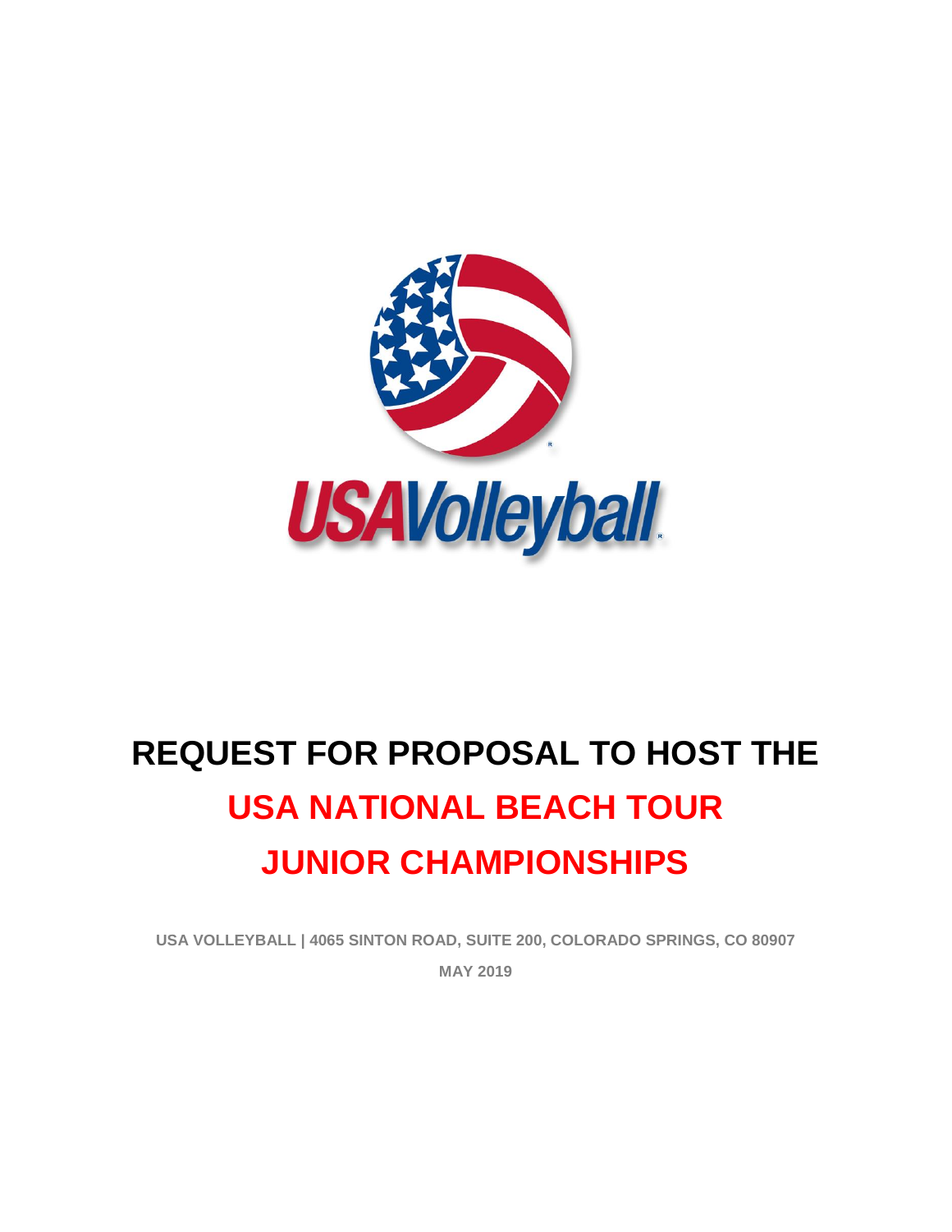USAVolleyball

# REQUEST FOR PROPOSAL TO HOST THE USA NATIONAL BEACH TOUR JUNIOR CHAMPIONSHIPS

**USA VOLLEYBALL | 4065 SINTON ROAD, SUITE 200, COLORADO SPRINGS, CO 80907**

**MAY 2019**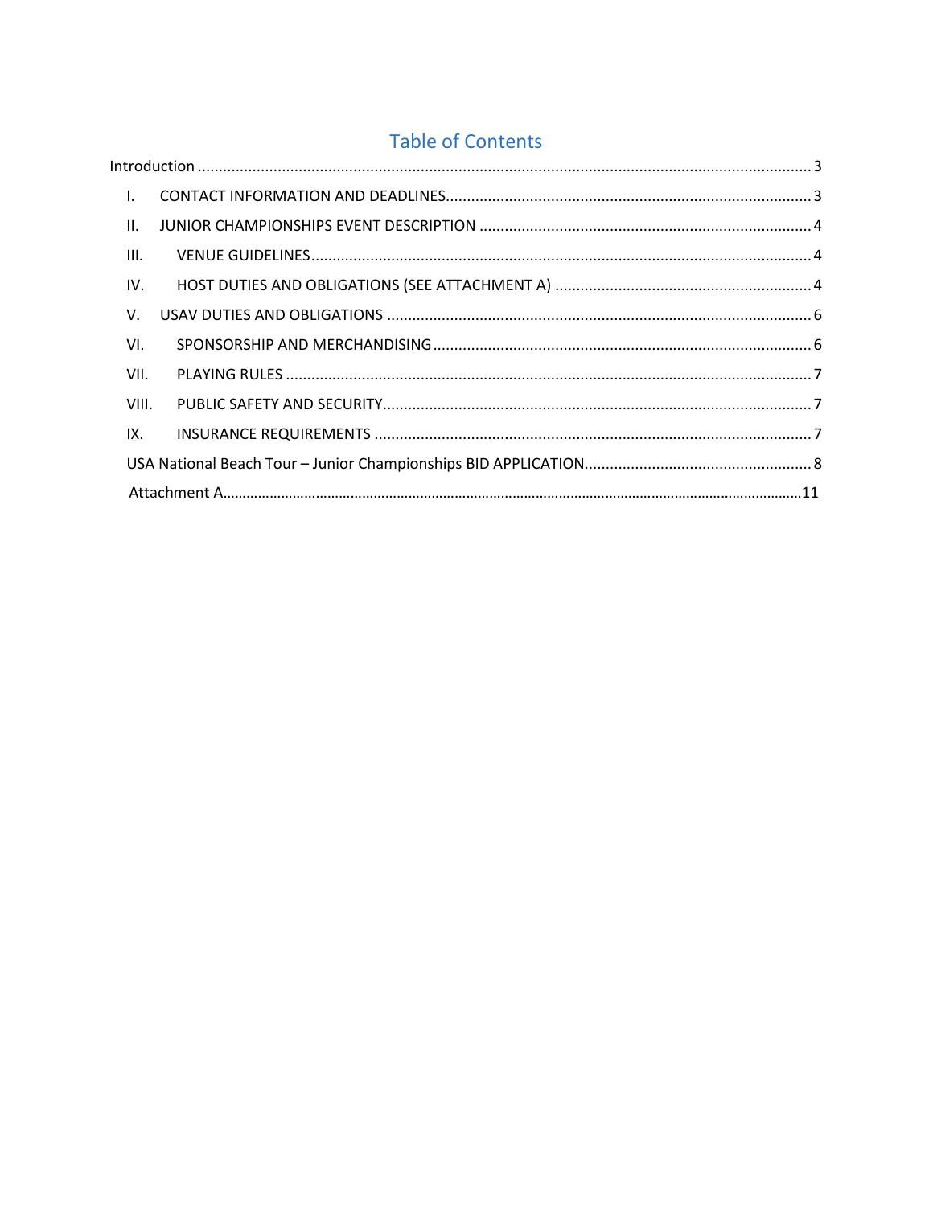# Table of Contents

Introduction ........................................................................................................................................ 3

- I. CONTACT INFORMATION AND DEADLINES ........................................................................................ 3
- II. JUNIOR CHAMPIONSHIPS EVENT DESCRIPTION ................................................................................ 4
- III. VENUE GUIDELINES ........................................................................................................................ 4
- IV. HOST DUTIES AND OBLIGATIONS (SEE ATTACHMENT A) ............................................................... 4
- V. USAV DUTIES AND OBLIGATIONS ...................................................................................................... 6
- VI. SPONSORSHIP AND MERCHANDISING ............................................................................................ 6
- VII. PLAYING RULES .............................................................................................................................. 7
- VIII. PUBLIC SAFETY AND SECURITY ...................................................................................................... 7
- IX. INSURANCE REQUIREMENTS ......................................................................................................... 7

USA National Beach Tour – Junior Championships BID APPLICATION ...................................................... 8

Attachment A ...................................................................................................................................... 11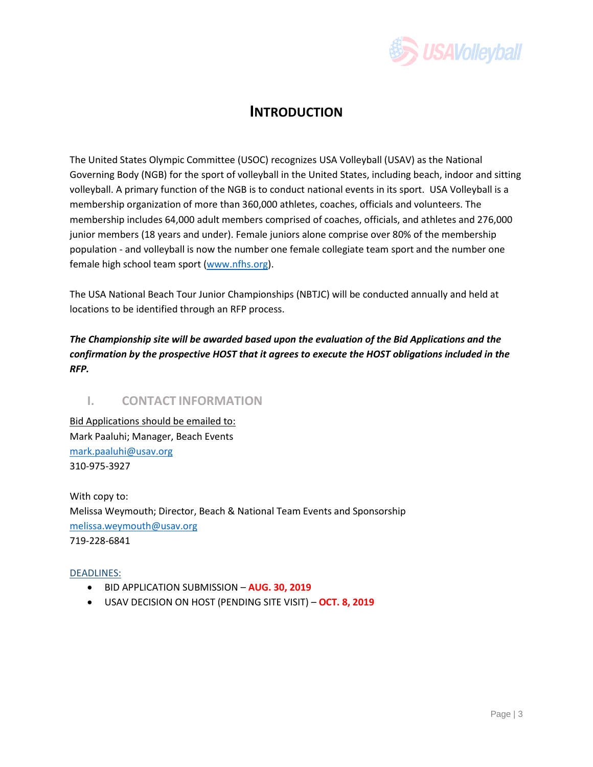# INTRODUCTION

The United States Olympic Committee (USOC) recognizes USA Volleyball (USAV) as the National Governing Body (NGB) for the sport of volleyball in the United States, including beach, indoor and sitting volleyball. A primary function of the NGB is to conduct national events in its sport. USA Volleyball is a membership organization of more than 360,000 athletes, coaches, officials and volunteers. The membership includes 64,000 adult members comprised of coaches, officials, and athletes and 276,000 junior members (18 years and under). Female juniors alone comprise over 80% of the membership population - and volleyball is now the number one female collegiate team sport and the number one female high school team sport (www.nfhs.org).

The USA National Beach Tour Junior Championships (NBTJC) will be conducted annually and held at locations to be identified through an RFP process.

***The Championship site will be awarded based upon the evaluation of the Bid Applications and the confirmation by the prospective HOST that it agrees to execute the HOST obligations included in the RFP.***

## I. CONTACT INFORMATION

Bid Applications should be emailed to:
Mark Paaluhi; Manager, Beach Events
mark.paaluhi@usav.org
310-975-3927

With copy to:
Melissa Weymouth; Director, Beach & National Team Events and Sponsorship
melissa.weymouth@usav.org
719-228-6841

DEADLINES:

- BID APPLICATION SUBMISSION – **AUG. 30, 2019**
- USAV DECISION ON HOST (PENDING SITE VISIT) – **OCT. 8, 2019**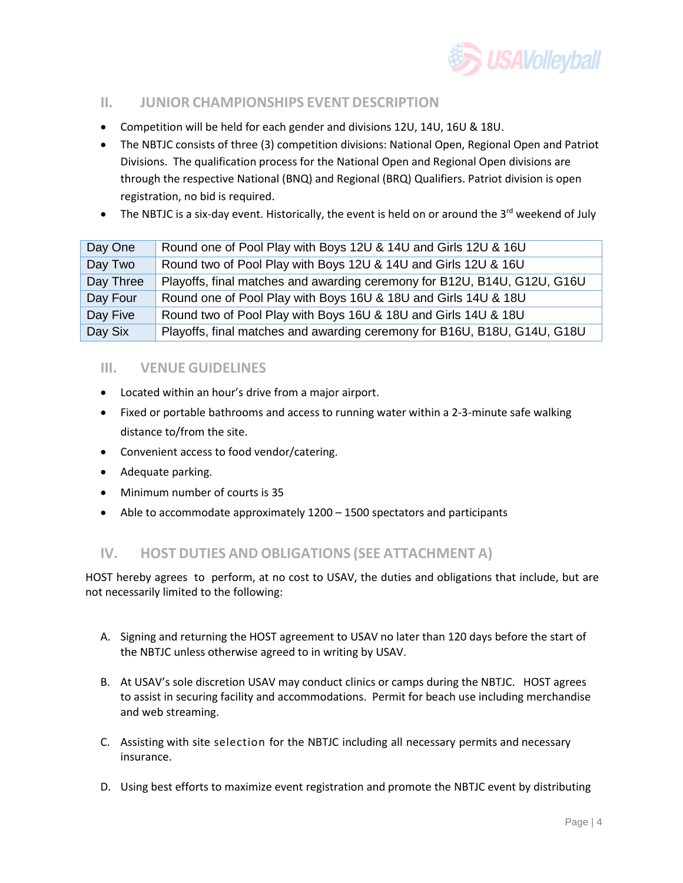## II. JUNIOR CHAMPIONSHIPS EVENT DESCRIPTION

- Competition will be held for each gender and divisions 12U, 14U, 16U & 18U.
- The NBTJC consists of three (3) competition divisions: National Open, Regional Open and Patriot Divisions. The qualification process for the National Open and Regional Open divisions are through the respective National (BNQ) and Regional (BRQ) Qualifiers. Patriot division is open registration, no bid is required.
- The NBTJC is a six-day event. Historically, the event is held on or around the 3rd weekend of July

| | |
|---|---|
| Day One | Round one of Pool Play with Boys 12U & 14U and Girls 12U & 16U |
| Day Two | Round two of Pool Play with Boys 12U & 14U and Girls 12U & 16U |
| Day Three | Playoffs, final matches and awarding ceremony for B12U, B14U, G12U, G16U |
| Day Four | Round one of Pool Play with Boys 16U & 18U and Girls 14U & 18U |
| Day Five | Round two of Pool Play with Boys 16U & 18U and Girls 14U & 18U |
| Day Six | Playoffs, final matches and awarding ceremony for B16U, B18U, G14U, G18U |

## III. VENUE GUIDELINES

- Located within an hour's drive from a major airport.
- Fixed or portable bathrooms and access to running water within a 2-3-minute safe walking distance to/from the site.
- Convenient access to food vendor/catering.
- Adequate parking.
- Minimum number of courts is 35
- Able to accommodate approximately 1200 – 1500 spectators and participants

## IV. HOST DUTIES AND OBLIGATIONS (SEE ATTACHMENT A)

HOST hereby agrees to perform, at no cost to USAV, the duties and obligations that include, but are not necessarily limited to the following:

A. Signing and returning the HOST agreement to USAV no later than 120 days before the start of the NBTJC unless otherwise agreed to in writing by USAV.

B. At USAV's sole discretion USAV may conduct clinics or camps during the NBTJC. HOST agrees to assist in securing facility and accommodations. Permit for beach use including merchandise and web streaming.

C. Assisting with site selection for the NBTJC including all necessary permits and necessary insurance.

D. Using best efforts to maximize event registration and promote the NBTJC event by distributing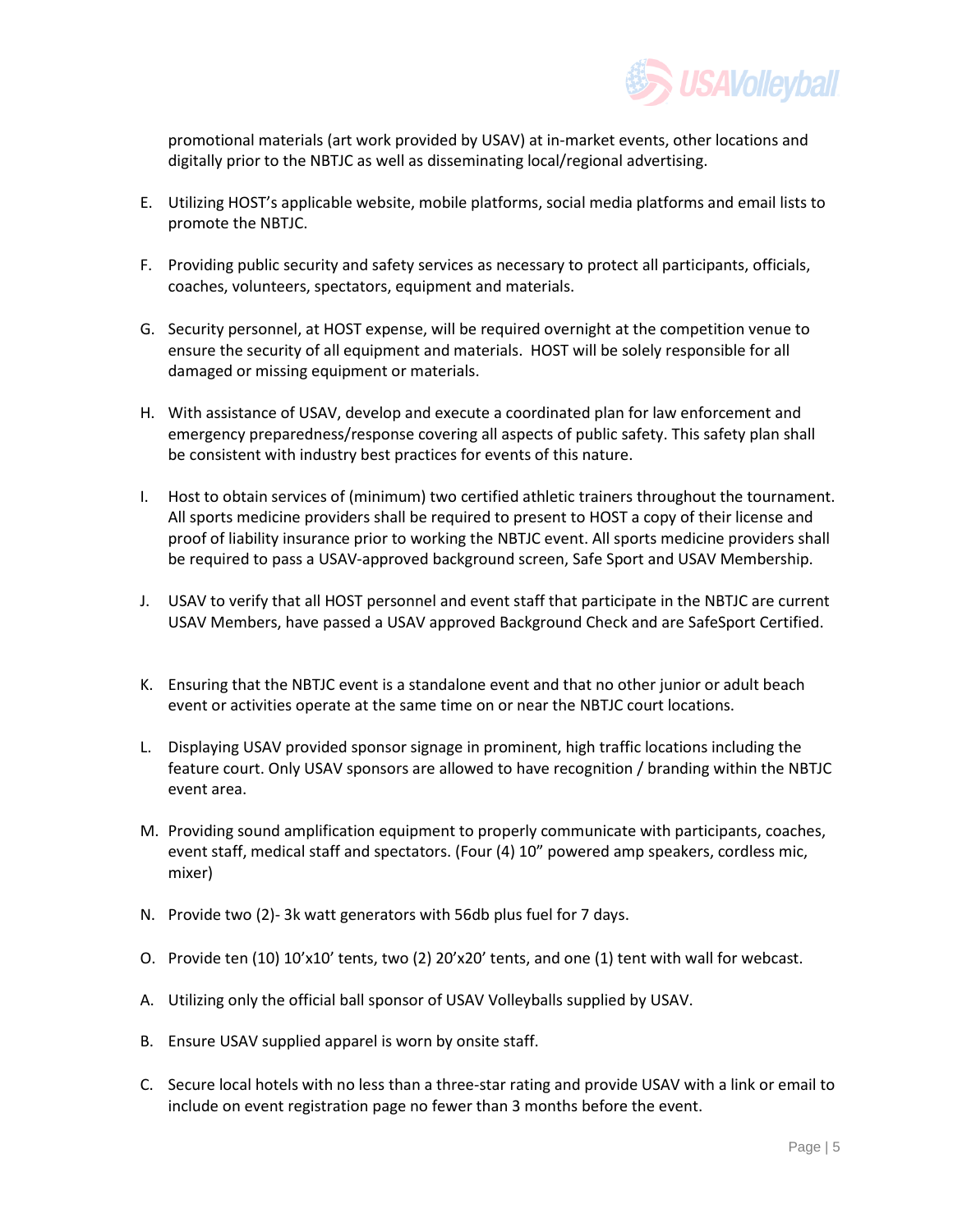promotional materials (art work provided by USAV) at in-market events, other locations and digitally prior to the NBTJC as well as disseminating local/regional advertising.

E. Utilizing HOST's applicable website, mobile platforms, social media platforms and email lists to promote the NBTJC.

F. Providing public security and safety services as necessary to protect all participants, officials, coaches, volunteers, spectators, equipment and materials.

G. Security personnel, at HOST expense, will be required overnight at the competition venue to ensure the security of all equipment and materials. HOST will be solely responsible for all damaged or missing equipment or materials.

H. With assistance of USAV, develop and execute a coordinated plan for law enforcement and emergency preparedness/response covering all aspects of public safety. This safety plan shall be consistent with industry best practices for events of this nature.

I. Host to obtain services of (minimum) two certified athletic trainers throughout the tournament. All sports medicine providers shall be required to present to HOST a copy of their license and proof of liability insurance prior to working the NBTJC event. All sports medicine providers shall be required to pass a USAV-approved background screen, Safe Sport and USAV Membership.

J. USAV to verify that all HOST personnel and event staff that participate in the NBTJC are current USAV Members, have passed a USAV approved Background Check and are SafeSport Certified.

K. Ensuring that the NBTJC event is a standalone event and that no other junior or adult beach event or activities operate at the same time on or near the NBTJC court locations.

L. Displaying USAV provided sponsor signage in prominent, high traffic locations including the feature court. Only USAV sponsors are allowed to have recognition / branding within the NBTJC event area.

M. Providing sound amplification equipment to properly communicate with participants, coaches, event staff, medical staff and spectators. (Four (4) 10" powered amp speakers, cordless mic, mixer)

N. Provide two (2)- 3k watt generators with 56db plus fuel for 7 days.

O. Provide ten (10) 10'x10' tents, two (2) 20'x20' tents, and one (1) tent with wall for webcast.

A. Utilizing only the official ball sponsor of USAV Volleyballs supplied by USAV.

B. Ensure USAV supplied apparel is worn by onsite staff.

C. Secure local hotels with no less than a three-star rating and provide USAV with a link or email to include on event registration page no fewer than 3 months before the event.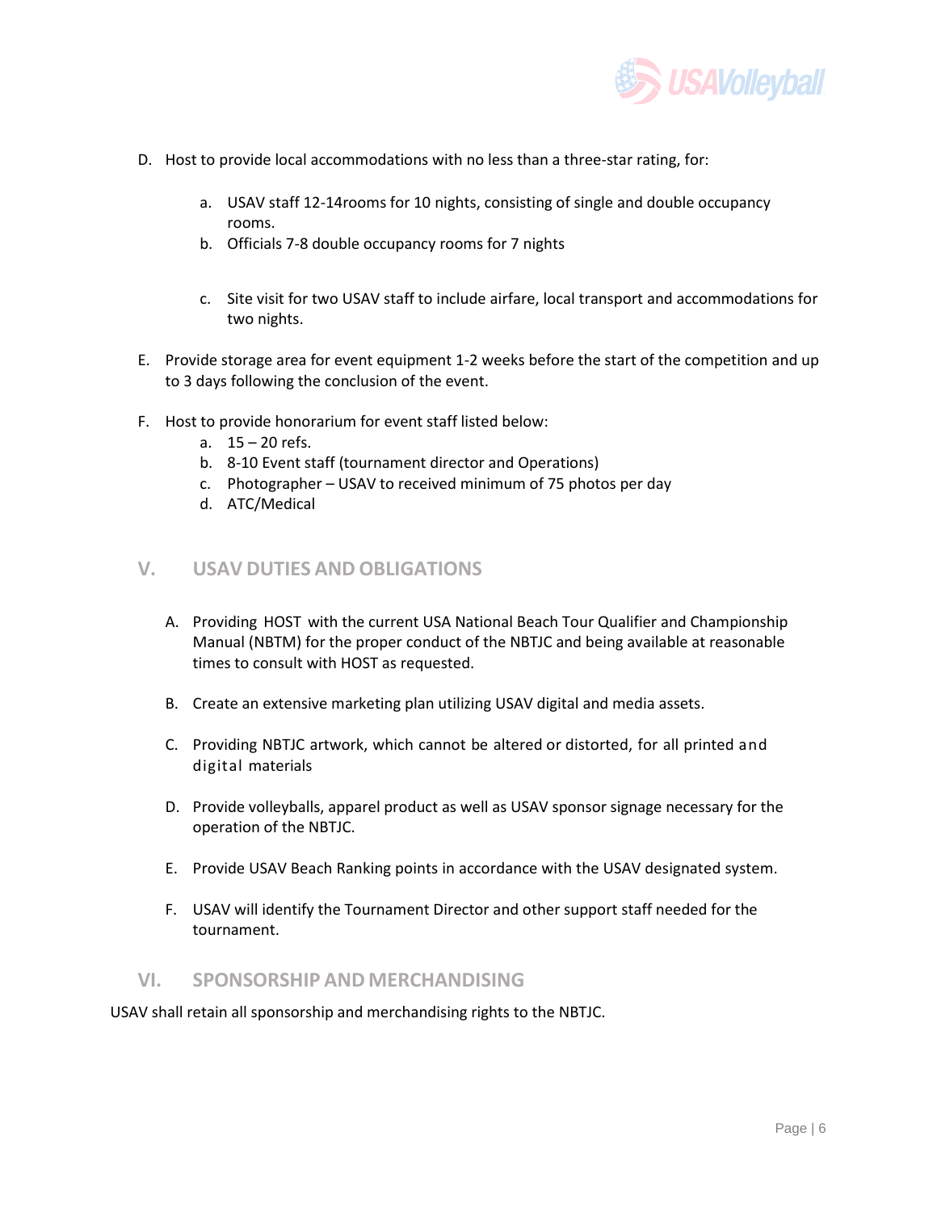D. Host to provide local accommodations with no less than a three-star rating, for:

   a. USAV staff 12-14rooms for 10 nights, consisting of single and double occupancy rooms.
   b. Officials 7-8 double occupancy rooms for 7 nights
   c. Site visit for two USAV staff to include airfare, local transport and accommodations for two nights.

E. Provide storage area for event equipment 1-2 weeks before the start of the competition and up to 3 days following the conclusion of the event.

F. Host to provide honorarium for event staff listed below:
   a. 15 – 20 refs.
   b. 8-10 Event staff (tournament director and Operations)
   c. Photographer – USAV to received minimum of 75 photos per day
   d. ATC/Medical

## V. USAV DUTIES AND OBLIGATIONS

A. Providing HOST with the current USA National Beach Tour Qualifier and Championship Manual (NBTM) for the proper conduct of the NBTJC and being available at reasonable times to consult with HOST as requested.

B. Create an extensive marketing plan utilizing USAV digital and media assets.

C. Providing NBTJC artwork, which cannot be altered or distorted, for all printed and digital materials

D. Provide volleyballs, apparel product as well as USAV sponsor signage necessary for the operation of the NBTJC.

E. Provide USAV Beach Ranking points in accordance with the USAV designated system.

F. USAV will identify the Tournament Director and other support staff needed for the tournament.

## VI. SPONSORSHIP AND MERCHANDISING

USAV shall retain all sponsorship and merchandising rights to the NBTJC.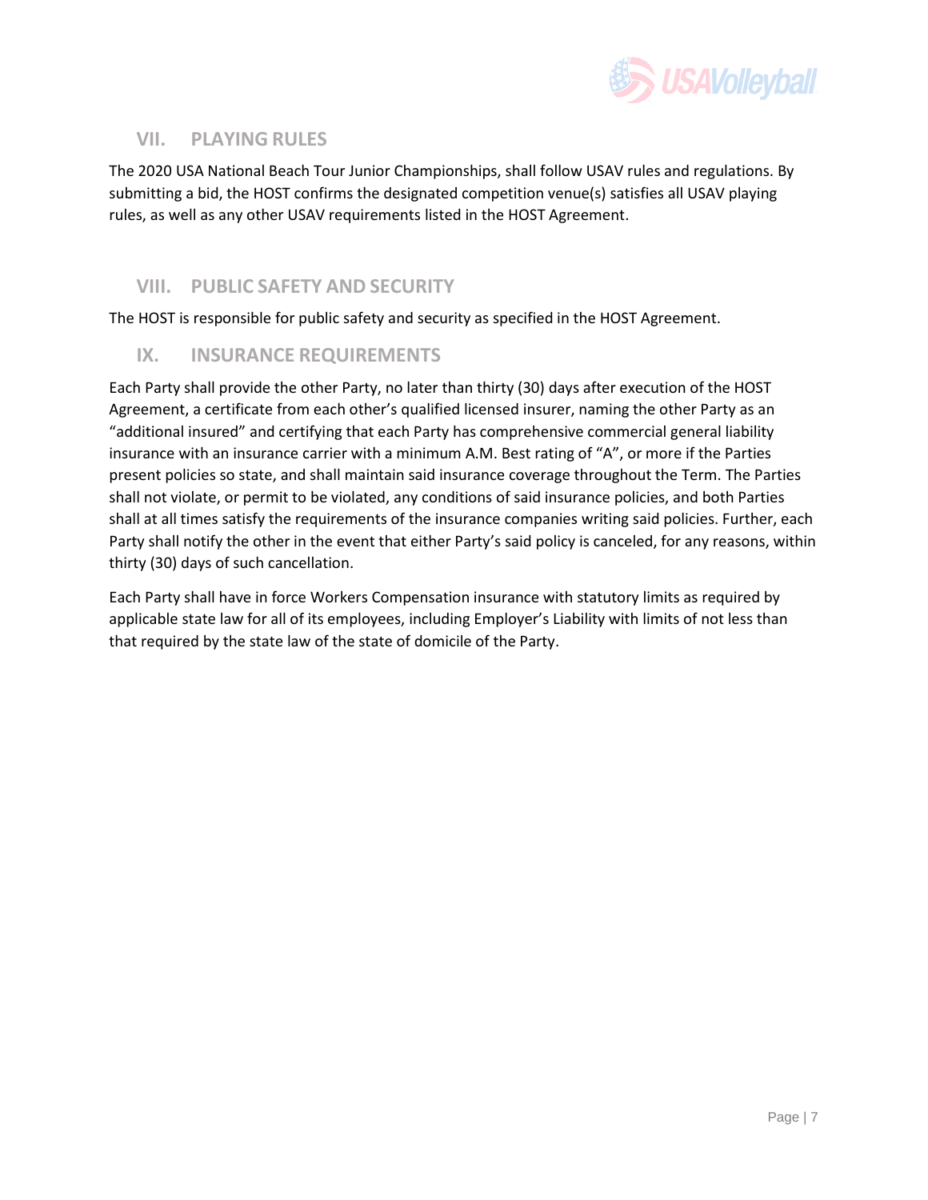## VII. PLAYING RULES

The 2020 USA National Beach Tour Junior Championships, shall follow USAV rules and regulations. By submitting a bid, the HOST confirms the designated competition venue(s) satisfies all USAV playing rules, as well as any other USAV requirements listed in the HOST Agreement.

## VIII. PUBLIC SAFETY AND SECURITY

The HOST is responsible for public safety and security as specified in the HOST Agreement.

## IX. INSURANCE REQUIREMENTS

Each Party shall provide the other Party, no later than thirty (30) days after execution of the HOST Agreement, a certificate from each other's qualified licensed insurer, naming the other Party as an "additional insured" and certifying that each Party has comprehensive commercial general liability insurance with an insurance carrier with a minimum A.M. Best rating of "A", or more if the Parties present policies so state, and shall maintain said insurance coverage throughout the Term. The Parties shall not violate, or permit to be violated, any conditions of said insurance policies, and both Parties shall at all times satisfy the requirements of the insurance companies writing said policies. Further, each Party shall notify the other in the event that either Party's said policy is canceled, for any reasons, within thirty (30) days of such cancellation.

Each Party shall have in force Workers Compensation insurance with statutory limits as required by applicable state law for all of its employees, including Employer's Liability with limits of not less than that required by the state law of the state of domicile of the Party.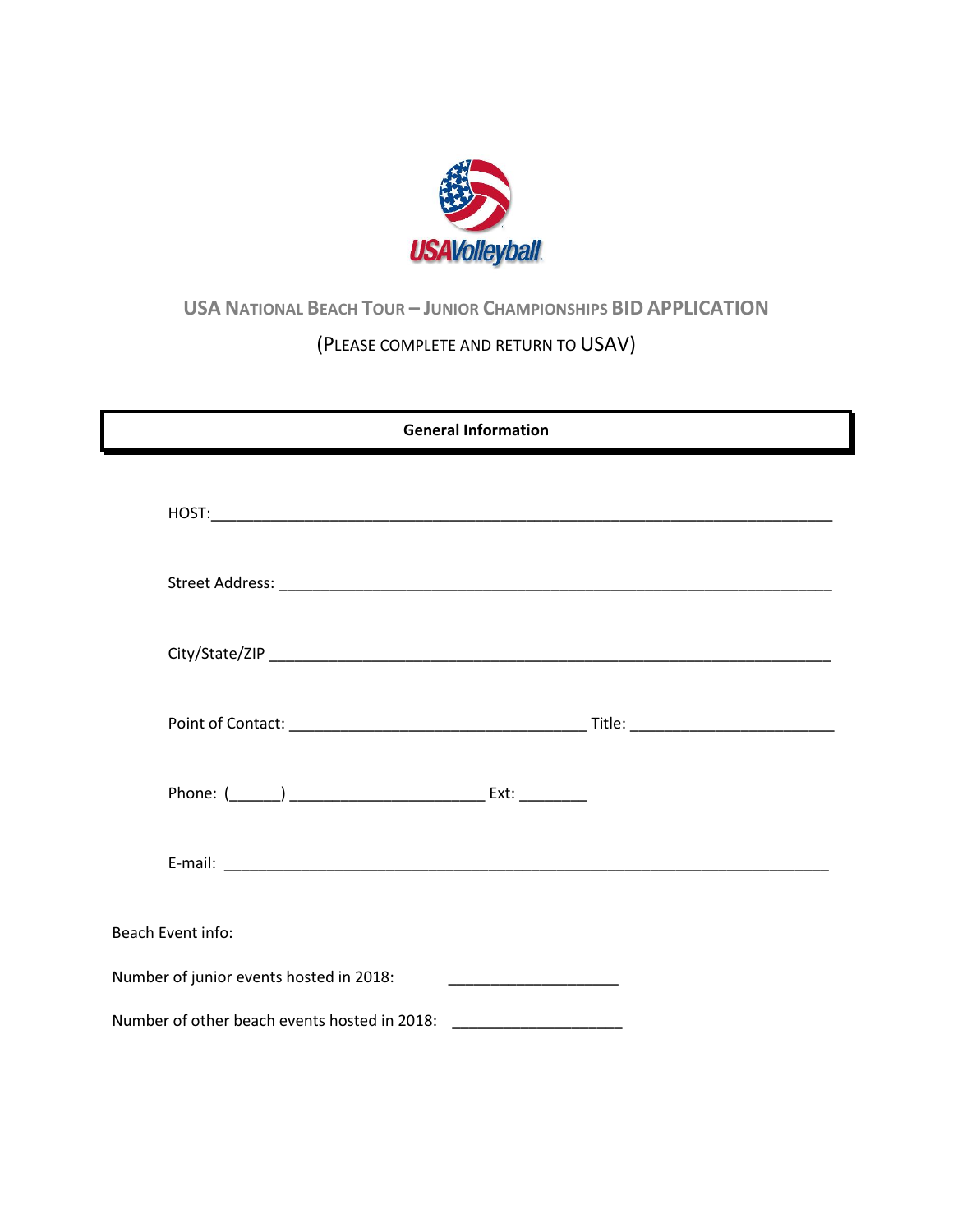# USA National Beach Tour – Junior Championships BID APPLICATION

(Please complete and return to USAV)

## General Information

HOST:_______________________________________________________________________

Street Address: _______________________________________________________________

City/State/ZIP _______________________________________________________________

Point of Contact: ________________________________ Title: ______________________

Phone: (______) _____________________ Ext: ________

E-mail: ______________________________________________________________________

Beach Event info:

Number of junior events hosted in 2018: ___________________

Number of other beach events hosted in 2018: ___________________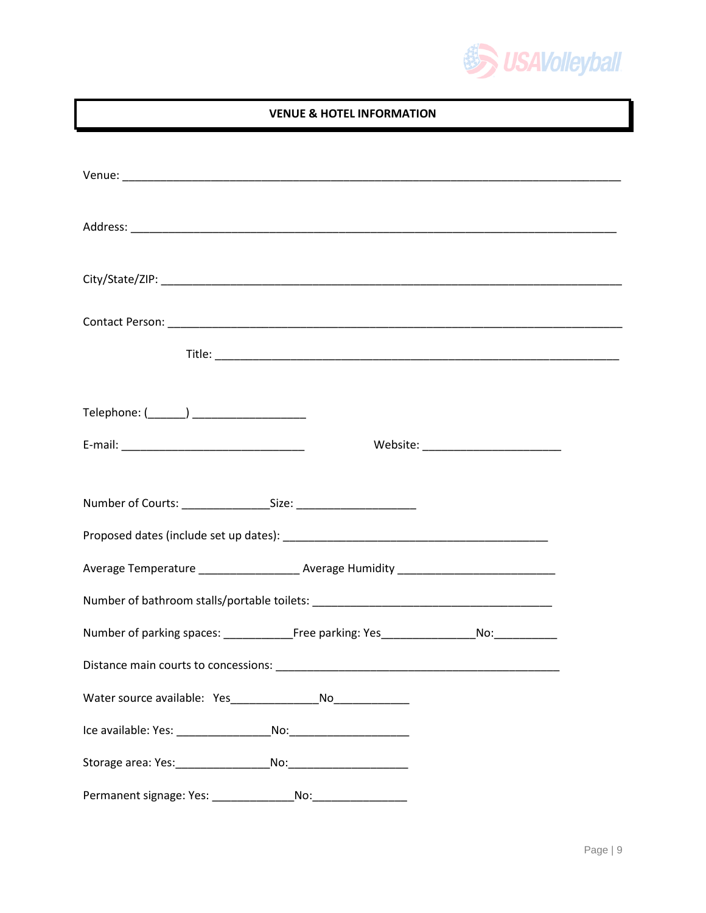## VENUE & HOTEL INFORMATION

Venue: ___________________________________________________________________________

Address: _________________________________________________________________________

City/State/ZIP: ____________________________________________________________________

Contact Person: ___________________________________________________________________

Title: ____________________________________________________________

Telephone: (______) __________________

E-mail: _____________________________ Website: ______________________

Number of Courts: ______________Size: ___________________

Proposed dates (include set up dates): ___________________________________________

Average Temperature ________________ Average Humidity _________________________

Number of bathroom stalls/portable toilets: ______________________________________

Number of parking spaces: ___________Free parking: Yes_______________No:__________

Distance main courts to concessions: _____________________________________________

Water source available: Yes______________No____________

Ice available: Yes: _______________No:___________________

Storage area: Yes:_______________No:___________________

Permanent signage: Yes: _____________No:_______________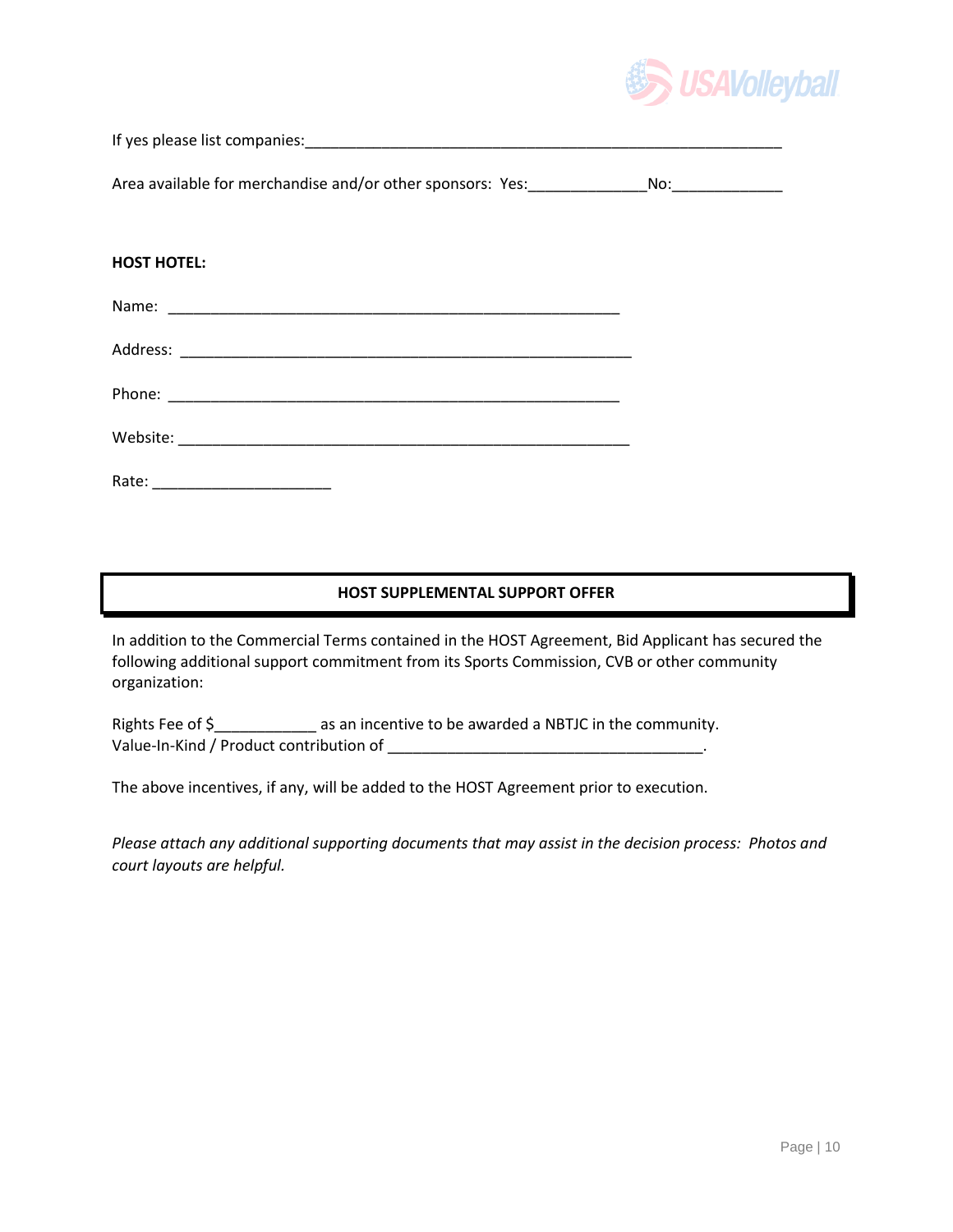If yes please list companies:___________________________________________________________

Area available for merchandise and/or other sponsors: Yes:______________No:_____________

**HOST HOTEL:**

Name: _______________________________________________________

Address: _______________________________________________________

Phone: _______________________________________________________

Website: _______________________________________________________

Rate: ______________________

## HOST SUPPLEMENTAL SUPPORT OFFER

In addition to the Commercial Terms contained in the HOST Agreement, Bid Applicant has secured the following additional support commitment from its Sports Commission, CVB or other community organization:

Rights Fee of $____________ as an incentive to be awarded a NBTJC in the community.
Value-In-Kind / Product contribution of ______________________________________.

The above incentives, if any, will be added to the HOST Agreement prior to execution.

*Please attach any additional supporting documents that may assist in the decision process: Photos and court layouts are helpful.*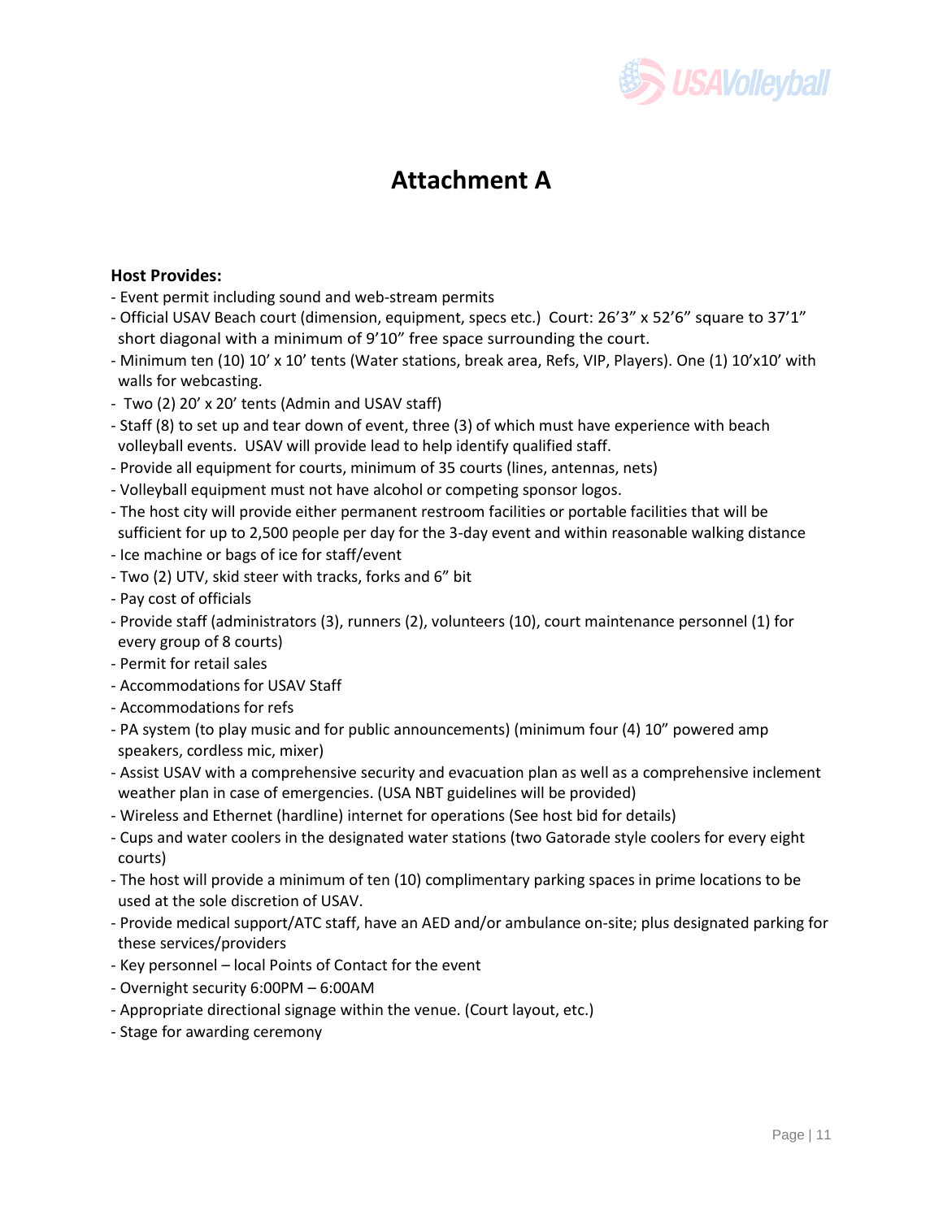# Attachment A

**Host Provides:**

- Event permit including sound and web-stream permits
- Official USAV Beach court (dimension, equipment, specs etc.) Court: 26'3" x 52'6" square to 37'1" short diagonal with a minimum of 9'10" free space surrounding the court.
- Minimum ten (10) 10' x 10' tents (Water stations, break area, Refs, VIP, Players). One (1) 10'x10' with walls for webcasting.
- Two (2) 20' x 20' tents (Admin and USAV staff)
- Staff (8) to set up and tear down of event, three (3) of which must have experience with beach volleyball events. USAV will provide lead to help identify qualified staff.
- Provide all equipment for courts, minimum of 35 courts (lines, antennas, nets)
- Volleyball equipment must not have alcohol or competing sponsor logos.
- The host city will provide either permanent restroom facilities or portable facilities that will be sufficient for up to 2,500 people per day for the 3-day event and within reasonable walking distance
- Ice machine or bags of ice for staff/event
- Two (2) UTV, skid steer with tracks, forks and 6" bit
- Pay cost of officials
- Provide staff (administrators (3), runners (2), volunteers (10), court maintenance personnel (1) for every group of 8 courts)
- Permit for retail sales
- Accommodations for USAV Staff
- Accommodations for refs
- PA system (to play music and for public announcements) (minimum four (4) 10" powered amp speakers, cordless mic, mixer)
- Assist USAV with a comprehensive security and evacuation plan as well as a comprehensive inclement weather plan in case of emergencies. (USA NBT guidelines will be provided)
- Wireless and Ethernet (hardline) internet for operations (See host bid for details)
- Cups and water coolers in the designated water stations (two Gatorade style coolers for every eight courts)
- The host will provide a minimum of ten (10) complimentary parking spaces in prime locations to be used at the sole discretion of USAV.
- Provide medical support/ATC staff, have an AED and/or ambulance on-site; plus designated parking for these services/providers
- Key personnel – local Points of Contact for the event
- Overnight security 6:00PM – 6:00AM
- Appropriate directional signage within the venue. (Court layout, etc.)
- Stage for awarding ceremony